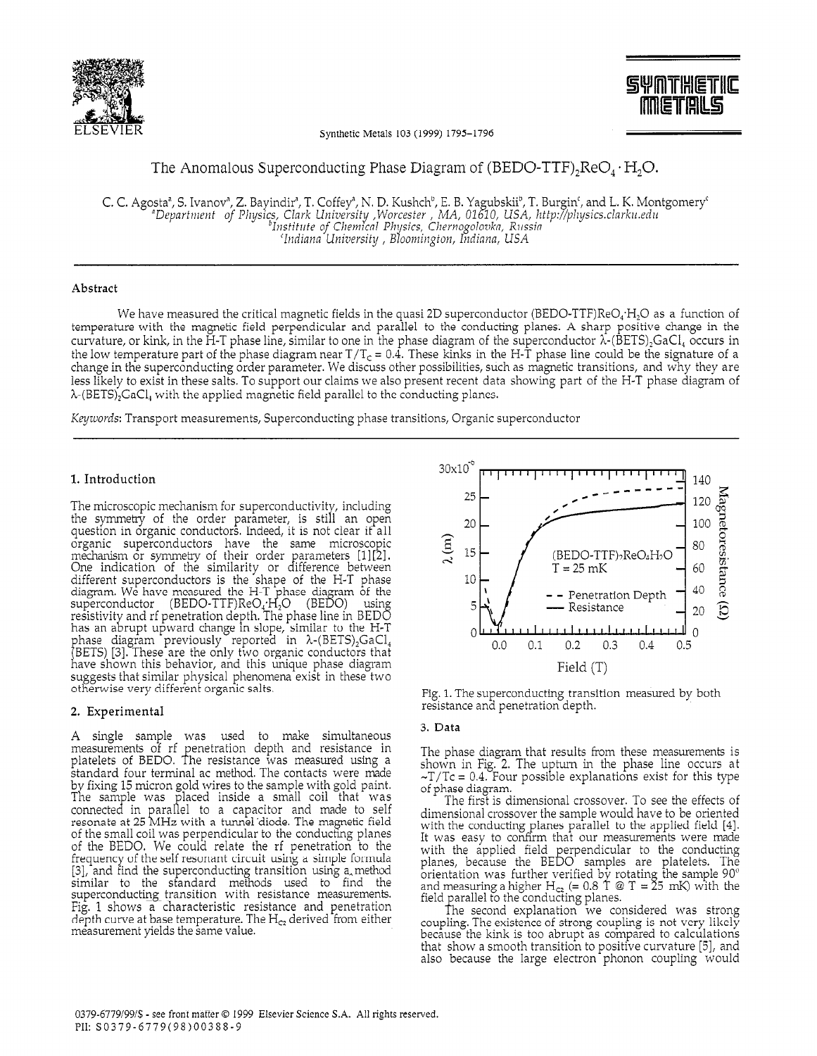# The Anomalous Superconducting Phase Diagram of $(BEDO\text{-}TTF)_2ReO_4 \cdot H_2O$.

C. C. Agosta[a], S. Ivanov[a], Z. Bayindir[a], T. Coffey[a], N. D. Kushch[b], E. B. Yagubskii[b], T. Burgin[c], and L. K. Montgomery[c]

[a]Department of Physics, Clark University, Worcester, MA, 01610, USA, http://physics.clarku.edu
[b]Institute of Chemical Physics, Chernogolovka, Russia
[c]Indiana University, Bloomington, Indiana, USA

## Abstract

We have measured the critical magnetic fields in the quasi 2D superconductor $(BEDO\text{-}TTF)ReO_4 \cdot H_2O$ as a function of temperature with the magnetic field perpendicular and parallel to the conducting planes. A sharp positive change in the curvature, or kink, in the H-T phase line, similar to one in the phase diagram of the superconductor $\lambda\text{-}(BETS)_2GaCl_4$ occurs in the low temperature part of the phase diagram near $T/T_C = 0.4$. These kinks in the H-T phase line could be the signature of a change in the superconducting order parameter. We discuss other possibilities, such as magnetic transitions, and why they are less likely to exist in these salts. To support our claims we also present recent data showing part of the H-T phase diagram of $\lambda\text{-}(BETS)_2GaCl_4$ with the applied magnetic field parallel to the conducting planes.

*Keywords*: Transport measurements, Superconducting phase transitions, Organic superconductor

## 1. Introduction

The microscopic mechanism for superconductivity, including the symmetry of the order parameter, is still an open question in organic conductors. Indeed, it is not clear if all organic superconductors have the same microscopic mechanism or symmetry of their order parameters [1][2]. One indication of the similarity or difference between different superconductors is the shape of the H-T phase diagram. We have measured the H-T phase diagram of the superconductor $(BEDO\text{-}TTF)ReO_4 \cdot H_2O$ (BEDO) using resistivity and rf penetration depth. The phase line in BEDO has an abrupt upward change in slope, similar to the H-T phase diagram previously reported in $\lambda\text{-}(BETS)_2GaCl_4$ (BETS) [3]. These are the only two organic conductors that have shown this behavior, and this unique phase diagram suggests that similar physical phenomena exist in these two otherwise very different organic salts.

## 2. Experimental

A single sample was used to make simultaneous measurements of rf penetration depth and resistance in platelets of BEDO. The resistance was measured using a standard four terminal ac method. The contacts were made by fixing 15 micron gold wires to the sample with gold paint. The sample was placed inside a small coil that was connected in parallel to a capacitor and made to self resonate at 25 MHz with a tunnel diode. The magnetic field of the small coil was perpendicular to the conducting planes of the BEDO. We could relate the rf penetration to the frequency of the self resonant circuit using a simple formula [3], and find the superconducting transition using a method similar to the standard methods used to find the superconducting transition with resistance measurements. Fig. 1 shows a characteristic resistance and penetration depth curve at base temperature. The $H_{c2}$ derived from either measurement yields the same value.

Fig. 1. The superconducting transition measured by both resistance and penetration depth.

## 3. Data

The phase diagram that results from these measurements is shown in Fig. 2. The upturn in the phase line occurs at $\sim T/Tc = 0.4$. Four possible explanations exist for this type of phase diagram.

The first is dimensional crossover. To see the effects of dimensional crossover the sample would have to be oriented with the conducting planes parallel to the applied field [4]. It was easy to confirm that our measurements were made with the applied field perpendicular to the conducting planes, because the BEDO samples are platelets. The orientation was further verified by rotating the sample 90° and measuring a higher $H_{c2}$ (= 0.8 T @ T = 25 mK) with the field parallel to the conducting planes.

The second explanation we considered was strong coupling. The existence of strong coupling is not very likely because the kink is too abrupt as compared to calculations that show a smooth transition to positive curvature [5], and also because the large electron phonon coupling would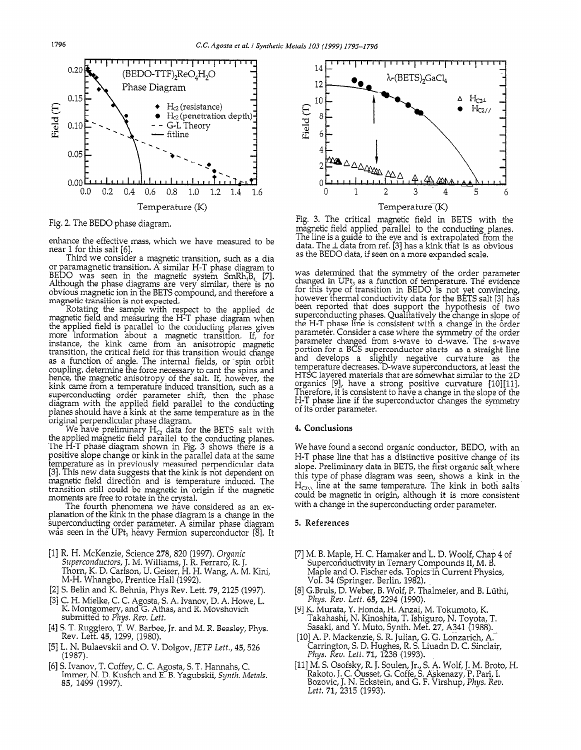(BEDO-TTF)$_2$ReO$_4$H$_2$O

Phase Diagram

Field (T)

0.20

0.15

0.10

0.05

0.00

0.0 0.2 0.4 0.6 0.8 1.0 1.2 1.4 1.6

Temperature (K)

◆ $H_{c2}$ (resistance)

● $H_{c2}$ (penetration depth)

-- G-L Theory

— fitline

Fig. 2. The BEDO phase diagram.

enhance the effective mass, which we have measured to be near 1 for this salt [6].

Third we consider a magnetic transition, such as a dia or paramagnetic transition. A similar H-T phase diagram to BEDO was seen in the magnetic system $SmRh_4B_4$ [7]. Although the phase diagrams are very similar, there is no obvious magnetic ion in the BETS compound, and therefore a magnetic transition is not expected.

Rotating the sample with respect to the applied dc magnetic field and measuring the H-T phase diagram when the applied field is parallel to the conducting planes gives more information about a magnetic transition. If, for instance, the kink came from an anisotropic magnetic transition, the critical field for this transition would change as a function of angle. The internal fields, or spin orbit coupling, determine the force necessary to cant the spins and hence, the magnetic anisotropy of the salt. If, however, the kink came from a temperature induced transition, such as a superconducting order parameter shift, then the phase diagram with the applied field parallel to the conducting planes should have a kink at the same temperature as in the original perpendicular phase diagram.

We have preliminary $H_{c2}$ data for the BETS salt with the applied magnetic field parallel to the conducting planes. The H-T phase diagram shown in Fig. 3 shows there is a positive slope change or kink in the parallel data at the same temperature as in previously measured perpendicular data [3]. This new data suggests that the kink is not dependent on magnetic field direction and is temperature induced. The transition still could be magnetic in origin if the magnetic moments are free to rotate in the crystal.

The fourth phenomena we have considered as an explanation of the kink in the phase diagram is a change in the superconducting order parameter. A similar phase diagram was seen in the $UPt_3$ heavy Fermion superconductor [8]. It

λ-(BETS)$_2$GaCl$_4$

Field (T)

14

12

10

8

6

4

2

0

0 1 2 3 4 5 6

Temperature (K)

△ $H_{c2\perp}$

● $H_{c2//}$

Fig. 3. The critical magnetic field in BETS with the magnetic field applied parallel to the conducting planes. The line is a guide to the eye and is extrapolated from the data. The ⊥ data from ref. [3] has a kink that is as obvious as the BEDO data, if seen on a more expanded scale.

was determined that the symmetry of the order parameter changed in $UPt_3$ as a function of temperature. The evidence for this type of transition in BEDO is not yet convincing, however thermal conductivity data for the BETS salt [3] has been reported that does support the hypothesis of two superconducting phases. Qualitatively the change in slope of the H-T phase line is consistent with a change in the order parameter. Consider a case where the symmetry of the order parameter changed from s-wave to d-wave. The s-wave portion for a BCS superconductor starts as a straight line and develops a slightly negative curvature as the temperature decreases. D-wave superconductors, at least the HTSC layered materials that are somewhat similar to the 2D organics [9], have a strong positive curvature [10][11]. Therefore, it is consistent to have a change in the slope of the H-T phase line if the superconductor changes the symmetry of its order parameter.

## 4. Conclusions

We have found a second organic conductor, BEDO, with an H-T phase line that has a distinctive positive change of its slope. Preliminary data in BETS, the first organic salt where this type of phase diagram was seen, shows a kink in the $H_{c2\backslash\backslash}$ line at the same temperature. The kink in both salts could be magnetic in origin, although it is more consistent with a change in the superconducting order parameter.

## 5. References

[1] R. H. McKenzie, Science **278**, 820 (1997). *Organic Superconductors*, J. M. Williams, J. R. Ferraro, R. J. Thorn, K. D. Carlson, U. Geiser, H. H. Wang, A. M. Kini, M-H. Whangbo, Prentice Hall (1992).

[2] S. Belin and K. Behnia, Phys Rev. Lett. **79**, 2125 (1997).

[3] C. H. Mielke, C. C. Agosta, S. A. Ivanov, D. A. Howe, L. K. Montgomery, and G. Athas, and R. Movshovich submitted to *Phys. Rev. Lett.*

[4] S. T. Ruggiero, T. W. Barbee, Jr. and M. R. Beasley, Phys. Rev. Lett. **45**, 1299, (1980).

[5] L. N. Bulaevskii and O. V. Dolgov, *JETP Lett.*, **45**, 526 (1987).

[6] S. Ivanov, T. Coffey, C. C. Agosta, S. T. Hannahs, C. Immer, N. D. Kushch and E. B. Yagubskii, *Synth. Metals.* **85**, 1499 (1997).

[7] M. B. Maple, H. C. Hamaker and L. D. Woolf, Chap 4 of Superconductivity in Ternary Compounds II, M. B. Maple and O. Fischer eds. Topics in Current Physics, Vol. 34 (Springer, Berlin, 1982).

[8] G.Bruls, D. Weber, B. Wolf, P. Thalmeier, and B. Lüthi, *Phys. Rev. Lett.* **65**, 2294 (1990).

[9] K. Murata, Y. Honda, H. Anzai, M. Tokumoto, K. Takahashi, N. Kinoshita, T. Ishiguro, N. Toyota, T. Sasaki, and Y. Muto, Synth. Met. **27**, A341 (1988).

[10] A. P. Mackenzie, S. R. Julian, G. G. Lonzarich, A. Carrington, S. D. Hughes, R. S. Liuadn D. C. Sinclair, *Phys. Rev. Lett.* **71**, 1238 (1993).

[11] M. S. Osofsky, R. J. Soulen, Jr., S. A. Wolf, J. M. Broto, H. Rakoto, J. C. Ousset, G. Coffe, S. Askenazy, P. Pari, I. Bozovic, J. N. Eckstein, and G. F. Virshup, *Phys. Rev. Lett.* **71**, 2315 (1993).